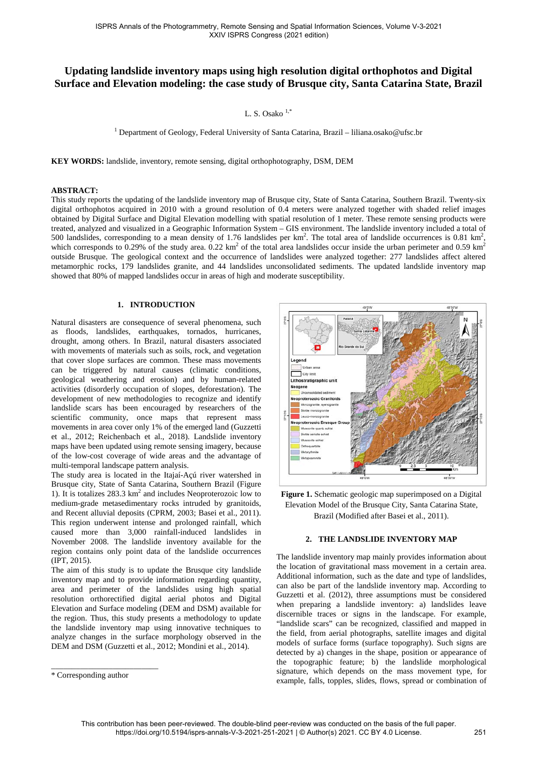# Updating landslide inventory maps using high resolution digital orthophotos and Digital Surface and Elevation modeling: the case study of Brusque city, Santa Catarina State, Brazil

L. S. Osako [1,*]

[1] Department of Geology, Federal University of Santa Catarina, Brazil – liliana.osako@ufsc.br

**KEY WORDS:** landslide, inventory, remote sensing, digital orthophotography, DSM, DEM

## ABSTRACT:

This study reports the updating of the landslide inventory map of Brusque city, State of Santa Catarina, Southern Brazil. Twenty-six digital orthophotos acquired in 2010 with a ground resolution of 0.4 meters were analyzed together with shaded relief images obtained by Digital Surface and Digital Elevation modelling with spatial resolution of 1 meter. These remote sensing products were treated, analyzed and visualized in a Geographic Information System – GIS environment. The landslide inventory included a total of 500 landslides, corresponding to a mean density of 1.76 landslides per km$^2$. The total area of landslide occurrences is 0.81 km$^2$, which corresponds to 0.29% of the study area. 0.22 km$^2$ of the total area landslides occur inside the urban perimeter and 0.59 km$^2$ outside Brusque. The geological context and the occurrence of landslides were analyzed together: 277 landslides affect altered metamorphic rocks, 179 landslides granite, and 44 landslides unconsolidated sediments. The updated landslide inventory map showed that 80% of mapped landslides occur in areas of high and moderate susceptibility.

## 1. INTRODUCTION

Natural disasters are consequence of several phenomena, such as floods, landslides, earthquakes, tornados, hurricanes, drought, among others. In Brazil, natural disasters associated with movements of materials such as soils, rock, and vegetation that cover slope surfaces are common. These mass movements can be triggered by natural causes (climatic conditions, geological weathering and erosion) and by human-related activities (disorderly occupation of slopes, deforestation). The development of new methodologies to recognize and identify landslide scars has been encouraged by researchers of the scientific community, once maps that represent mass movements in area cover only 1% of the emerged land (Guzzetti et al., 2012; Reichenbach et al., 2018). Landslide inventory maps have been updated using remote sensing imagery, because of the low-cost coverage of wide areas and the advantage of multi-temporal landscape pattern analysis.

The study area is located in the Itajaí-Açú river watershed in Brusque city, State of Santa Catarina, Southern Brazil (Figure 1). It is totalizes 283.3 km$^2$ and includes Neoproterozoic low to medium-grade metasedimentary rocks intruded by granitoids, and Recent alluvial deposits (CPRM, 2003; Basei et al., 2011). This region underwent intense and prolonged rainfall, which caused more than 3,000 rainfall-induced landslides in November 2008. The landslide inventory available for the region contains only point data of the landslide occurrences (IPT, 2015).

The aim of this study is to update the Brusque city landslide inventory map and to provide information regarding quantity, area and perimeter of the landslides using high spatial resolution orthorectified digital aerial photos and Digital Elevation and Surface modeling (DEM and DSM) available for the region. Thus, this study presents a methodology to update the landslide inventory map using innovative techniques to analyze changes in the surface morphology observed in the DEM and DSM (Guzzetti et al., 2012; Mondini et al., 2014).

**Figure 1.** Schematic geologic map superimposed on a Digital Elevation Model of the Brusque City, Santa Catarina State, Brazil (Modified after Basei et al., 2011).

## 2. THE LANDSLIDE INVENTORY MAP

The landslide inventory map mainly provides information about the location of gravitational mass movement in a certain area. Additional information, such as the date and type of landslides, can also be part of the landslide inventory map. According to Guzzetti et al. (2012), three assumptions must be considered when preparing a landslide inventory: a) landslides leave discernible traces or signs in the landscape. For example, "landslide scars" can be recognized, classified and mapped in the field, from aerial photographs, satellite images and digital models of surface forms (surface topography). Such signs are detected by a) changes in the shape, position or appearance of the topographic feature; b) the landslide morphological signature, which depends on the mass movement type, for example, falls, topples, slides, flows, spread or combination of

\* Corresponding author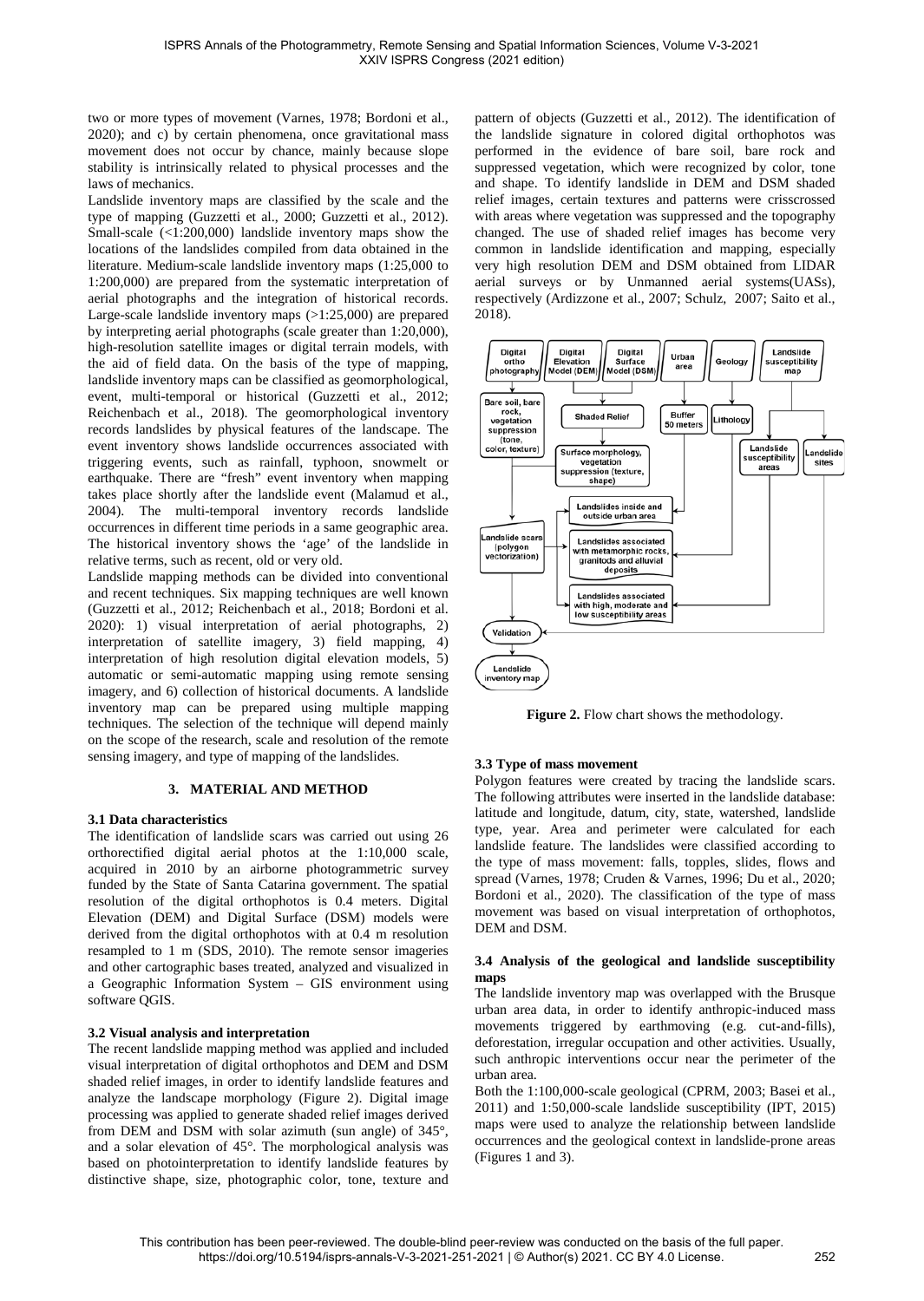two or more types of movement (Varnes, 1978; Bordoni et al., 2020); and c) by certain phenomena, once gravitational mass movement does not occur by chance, mainly because slope stability is intrinsically related to physical processes and the laws of mechanics.

Landslide inventory maps are classified by the scale and the type of mapping (Guzzetti et al., 2000; Guzzetti et al., 2012). Small-scale (<1:200,000) landslide inventory maps show the locations of the landslides compiled from data obtained in the literature. Medium-scale landslide inventory maps (1:25,000 to 1:200,000) are prepared from the systematic interpretation of aerial photographs and the integration of historical records. Large-scale landslide inventory maps (>1:25,000) are prepared by interpreting aerial photographs (scale greater than 1:20,000), high-resolution satellite images or digital terrain models, with the aid of field data. On the basis of the type of mapping, landslide inventory maps can be classified as geomorphological, event, multi-temporal or historical (Guzzetti et al., 2012; Reichenbach et al., 2018). The geomorphological inventory records landslides by physical features of the landscape. The event inventory shows landslide occurrences associated with triggering events, such as rainfall, typhoon, snowmelt or earthquake. There are "fresh" event inventory when mapping takes place shortly after the landslide event (Malamud et al., 2004). The multi-temporal inventory records landslide occurrences in different time periods in a same geographic area. The historical inventory shows the 'age' of the landslide in relative terms, such as recent, old or very old.

Landslide mapping methods can be divided into conventional and recent techniques. Six mapping techniques are well known (Guzzetti et al., 2012; Reichenbach et al., 2018; Bordoni et al. 2020): 1) visual interpretation of aerial photographs, 2) interpretation of satellite imagery, 3) field mapping, 4) interpretation of high resolution digital elevation models, 5) automatic or semi-automatic mapping using remote sensing imagery, and 6) collection of historical documents. A landslide inventory map can be prepared using multiple mapping techniques. The selection of the technique will depend mainly on the scope of the research, scale and resolution of the remote sensing imagery, and type of mapping of the landslides.

## 3. MATERIAL AND METHOD

### 3.1 Data characteristics

The identification of landslide scars was carried out using 26 orthorectified digital aerial photos at the 1:10,000 scale, acquired in 2010 by an airborne photogrammetric survey funded by the State of Santa Catarina government. The spatial resolution of the digital orthophotos is 0.4 meters. Digital Elevation (DEM) and Digital Surface (DSM) models were derived from the digital orthophotos with at 0.4 m resolution resampled to 1 m (SDS, 2010). The remote sensor imageries and other cartographic bases treated, analyzed and visualized in a Geographic Information System – GIS environment using software QGIS.

### 3.2 Visual analysis and interpretation

The recent landslide mapping method was applied and included visual interpretation of digital orthophotos and DEM and DSM shaded relief images, in order to identify landslide features and analyze the landscape morphology (Figure 2). Digital image processing was applied to generate shaded relief images derived from DEM and DSM with solar azimuth (sun angle) of 345°, and a solar elevation of 45°. The morphological analysis was based on photointerpretation to identify landslide features by distinctive shape, size, photographic color, tone, texture and pattern of objects (Guzzetti et al., 2012). The identification of the landslide signature in colored digital orthophotos was performed in the evidence of bare soil, bare rock and suppressed vegetation, which were recognized by color, tone and shape. To identify landslide in DEM and DSM shaded relief images, certain textures and patterns were crisscrossed with areas where vegetation was suppressed and the topography changed. The use of shaded relief images has become very common in landslide identification and mapping, especially very high resolution DEM and DSM obtained from LIDAR aerial surveys or by Unmanned aerial systems(UASs), respectively (Ardizzone et al., 2007; Schulz, 2007; Saito et al., 2018).

**Figure 2.** Flow chart shows the methodology.

### 3.3 Type of mass movement

Polygon features were created by tracing the landslide scars. The following attributes were inserted in the landslide database: latitude and longitude, datum, city, state, watershed, landslide type, year. Area and perimeter were calculated for each landslide feature. The landslides were classified according to the type of mass movement: falls, topples, slides, flows and spread (Varnes, 1978; Cruden & Varnes, 1996; Du et al., 2020; Bordoni et al., 2020). The classification of the type of mass movement was based on visual interpretation of orthophotos, DEM and DSM.

### 3.4 Analysis of the geological and landslide susceptibility maps

The landslide inventory map was overlapped with the Brusque urban area data, in order to identify anthropic-induced mass movements triggered by earthmoving (e.g. cut-and-fills), deforestation, irregular occupation and other activities. Usually, such anthropic interventions occur near the perimeter of the urban area.

Both the 1:100,000-scale geological (CPRM, 2003; Basei et al., 2011) and 1:50,000-scale landslide susceptibility (IPT, 2015) maps were used to analyze the relationship between landslide occurrences and the geological context in landslide-prone areas (Figures 1 and 3).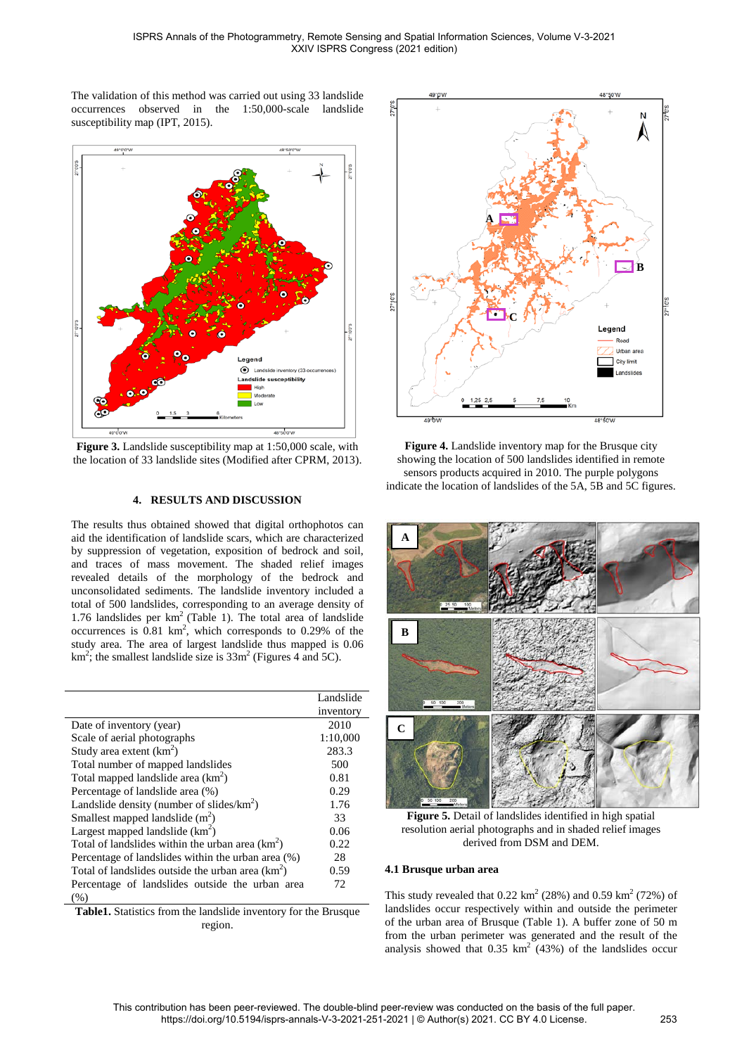The validation of this method was carried out using 33 landslide occurrences observed in the 1:50,000-scale landslide susceptibility map (IPT, 2015).

**Figure 3.** Landslide susceptibility map at 1:50,000 scale, with the location of 33 landslide sites (Modified after CPRM, 2013).

## 4. RESULTS AND DISCUSSION

The results thus obtained showed that digital orthophotos can aid the identification of landslide scars, which are characterized by suppression of vegetation, exposition of bedrock and soil, and traces of mass movement. The shaded relief images revealed details of the morphology of the bedrock and unconsolidated sediments. The landslide inventory included a total of 500 landslides, corresponding to an average density of 1.76 landslides per km$^2$ (Table 1). The total area of landslide occurrences is 0.81 km$^2$, which corresponds to 0.29% of the study area. The area of largest landslide thus mapped is 0.06 km$^2$; the smallest landslide size is 33m$^2$ (Figures 4 and 5C).

| | Landslide inventory |
|---|---|
| Date of inventory (year) | 2010 |
| Scale of aerial photographs | 1:10,000 |
| Study area extent (km$^2$) | 283.3 |
| Total number of mapped landslides | 500 |
| Total mapped landslide area (km$^2$) | 0.81 |
| Percentage of landslide area (%) | 0.29 |
| Landslide density (number of slides/km$^2$) | 1.76 |
| Smallest mapped landslide (m$^2$) | 33 |
| Largest mapped landslide (km$^2$) | 0.06 |
| Total of landslides within the urban area (km$^2$) | 0.22 |
| Percentage of landslides within the urban area (%) | 28 |
| Total of landslides outside the urban area (km$^2$) | 0.59 |
| Percentage of landslides outside the urban area (%) | 72 |

**Table1.** Statistics from the landslide inventory for the Brusque region.

**Figure 4.** Landslide inventory map for the Brusque city showing the location of 500 landslides identified in remote sensors products acquired in 2010. The purple polygons indicate the location of landslides of the 5A, 5B and 5C figures.

**Figure 5.** Detail of landslides identified in high spatial resolution aerial photographs and in shaded relief images derived from DSM and DEM.

### 4.1 Brusque urban area

This study revealed that 0.22 km$^2$ (28%) and 0.59 km$^2$ (72%) of landslides occur respectively within and outside the perimeter of the urban area of Brusque (Table 1). A buffer zone of 50 m from the urban perimeter was generated and the result of the analysis showed that 0.35 km$^2$ (43%) of the landslides occur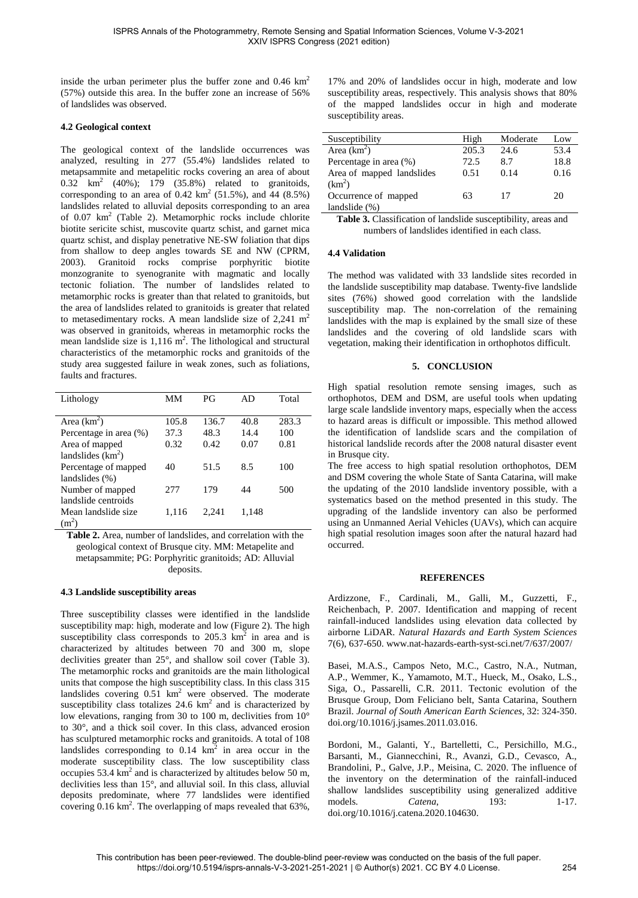inside the urban perimeter plus the buffer zone and 0.46 $km^2$ (57%) outside this area. In the buffer zone an increase of 56% of landslides was observed.

### 4.2 Geological context

The geological context of the landslide occurrences was analyzed, resulting in 277 (55.4%) landslides related to metapsammite and metapelitic rocks covering an area of about 0.32 $km^2$ (40%); 179 (35.8%) related to granitoids, corresponding to an area of 0.42 $km^2$ (51.5%), and 44 (8.5%) landslides related to alluvial deposits corresponding to an area of 0.07 $km^2$ (Table 2). Metamorphic rocks include chlorite biotite sericite schist, muscovite quartz schist, and garnet mica quartz schist, and display penetrative NE-SW foliation that dips from shallow to deep angles towards SE and NW (CPRM, 2003). Granitoid rocks comprise porphyritic biotite monzogranite to syenogranite with magmatic and locally tectonic foliation. The number of landslides related to metamorphic rocks is greater than that related to granitoids, but the area of landslides related to granitoids is greater that related to metasedimentary rocks. A mean landslide size of 2,241 $m^2$ was observed in granitoids, whereas in metamorphic rocks the mean landslide size is 1,116 $m^2$. The lithological and structural characteristics of the metamorphic rocks and granitoids of the study area suggested failure in weak zones, such as foliations, faults and fractures.

| Lithology | MM | PG | AD | Total |
|---|---|---|---|---|
| Area ($km^2$) | 105.8 | 136.7 | 40.8 | 283.3 |
| Percentage in area (%) | 37.3 | 48.3 | 14.4 | 100 |
| Area of mapped landslides ($km^2$) | 0.32 | 0.42 | 0.07 | 0.81 |
| Percentage of mapped landslides (%) | 40 | 51.5 | 8.5 | 100 |
| Number of mapped landslide centroids | 277 | 179 | 44 | 500 |
| Mean landslide size ($m^2$) | 1,116 | 2,241 | 1,148 | |

**Table 2.** Area, number of landslides, and correlation with the geological context of Brusque city. MM: Metapelite and metapsammite; PG: Porphyritic granitoids; AD: Alluvial deposits.

### 4.3 Landslide susceptibility areas

Three susceptibility classes were identified in the landslide susceptibility map: high, moderate and low (Figure 2). The high susceptibility class corresponds to 205.3 $km^2$ in area and is characterized by altitudes between 70 and 300 m, slope declivities greater than 25°, and shallow soil cover (Table 3). The metamorphic rocks and granitoids are the main lithological units that compose the high susceptibility class. In this class 315 landslides covering 0.51 $km^2$ were observed. The moderate susceptibility class totalizes 24.6 $km^2$ and is characterized by low elevations, ranging from 30 to 100 m, declivities from 10° to 30°, and a thick soil cover. In this class, advanced erosion has sculptured metamorphic rocks and granitoids. A total of 108 landslides corresponding to 0.14 $km^2$ in area occur in the moderate susceptibility class. The low susceptibility class occupies 53.4 $km^2$ and is characterized by altitudes below 50 m, declivities less than 15°, and alluvial soil. In this class, alluvial deposits predominate, where 77 landslides were identified covering 0.16 $km^2$. The overlapping of maps revealed that 63%, 17% and 20% of landslides occur in high, moderate and low susceptibility areas, respectively. This analysis shows that 80% of the mapped landslides occur in high and moderate susceptibility areas.

| Susceptibility | High | Moderate | Low |
|---|---|---|---|
| Area ($km^2$) | 205.3 | 24.6 | 53.4 |
| Percentage in area (%) | 72.5 | 8.7 | 18.8 |
| Area of mapped landslides ($km^2$) | 0.51 | 0.14 | 0.16 |
| Occurrence of mapped landslide (%) | 63 | 17 | 20 |

**Table 3.** Classification of landslide susceptibility, areas and numbers of landslides identified in each class.

### 4.4 Validation

The method was validated with 33 landslide sites recorded in the landslide susceptibility map database. Twenty-five landslide sites (76%) showed good correlation with the landslide susceptibility map. The non-correlation of the remaining landslides with the map is explained by the small size of these landslides and the covering of old landslide scars with vegetation, making their identification in orthophotos difficult.

## 5. CONCLUSION

High spatial resolution remote sensing images, such as orthophotos, DEM and DSM, are useful tools when updating large scale landslide inventory maps, especially when the access to hazard areas is difficult or impossible. This method allowed the identification of landslide scars and the compilation of historical landslide records after the 2008 natural disaster event in Brusque city.

The free access to high spatial resolution orthophotos, DEM and DSM covering the whole State of Santa Catarina, will make the updating of the 2010 landslide inventory possible, with a systematics based on the method presented in this study. The upgrading of the landslide inventory can also be performed using an Unmanned Aerial Vehicles (UAVs), which can acquire high spatial resolution images soon after the natural hazard had occurred.

## REFERENCES

Ardizzone, F., Cardinali, M., Galli, M., Guzzetti, F., Reichenbach, P. 2007. Identification and mapping of recent rainfall-induced landslides using elevation data collected by airborne LiDAR. *Natural Hazards and Earth System Sciences* 7(6), 637-650. www.nat-hazards-earth-syst-sci.net/7/637/2007/

Basei, M.A.S., Campos Neto, M.C., Castro, N.A., Nutman, A.P., Wemmer, K., Yamamoto, M.T., Hueck, M., Osako, L.S., Siga, O., Passarelli, C.R. 2011. Tectonic evolution of the Brusque Group, Dom Feliciano belt, Santa Catarina, Southern Brazil. *Journal of South American Earth Sciences*, 32: 324-350. doi.org/10.1016/j.jsames.2011.03.016.

Bordoni, M., Galanti, Y., Bartelletti, C., Persichillo, M.G., Barsanti, M., Giannecchini, R., Avanzi, G.D., Cevasco, A., Brandolini, P., Galve, J.P., Meisina, C. 2020. The influence of the inventory on the determination of the rainfall-induced shallow landslides susceptibility using generalized additive models. *Catena*, 193: 1-17. doi.org/10.1016/j.catena.2020.104630.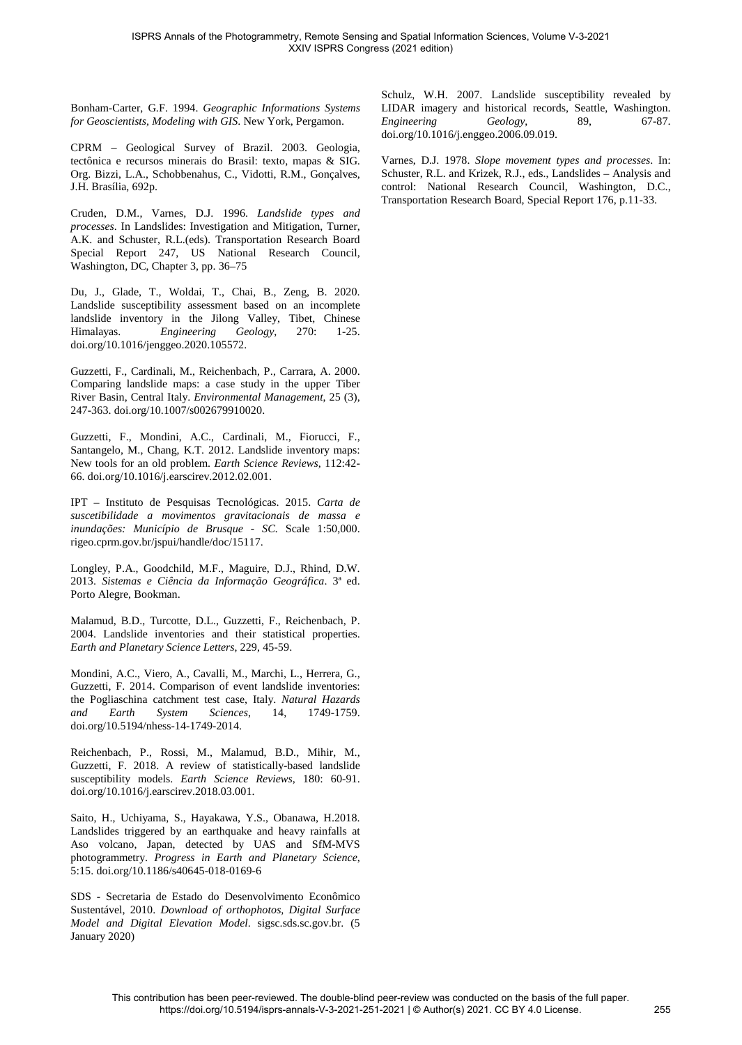Bonham-Carter, G.F. 1994. *Geographic Informations Systems for Geoscientists, Modeling with GIS*. New York, Pergamon.

CPRM – Geological Survey of Brazil. 2003. Geologia, tectônica e recursos minerais do Brasil: texto, mapas & SIG. Org. Bizzi, L.A., Schobbenahus, C., Vidotti, R.M., Gonçalves, J.H. Brasília, 692p.

Cruden, D.M., Varnes, D.J. 1996. *Landslide types and processes*. In Landslides: Investigation and Mitigation, Turner, A.K. and Schuster, R.L.(eds). Transportation Research Board Special Report 247, US National Research Council, Washington, DC, Chapter 3, pp. 36–75

Du, J., Glade, T., Woldai, T., Chai, B., Zeng, B. 2020. Landslide susceptibility assessment based on an incomplete landslide inventory in the Jilong Valley, Tibet, Chinese Himalayas. *Engineering Geology*, 270: 1-25. doi.org/10.1016/jenggeo.2020.105572.

Guzzetti, F., Cardinali, M., Reichenbach, P., Carrara, A. 2000. Comparing landslide maps: a case study in the upper Tiber River Basin, Central Italy. *Environmental Management*, 25 (3), 247-363. doi.org/10.1007/s002679910020.

Guzzetti, F., Mondini, A.C., Cardinali, M., Fiorucci, F., Santangelo, M., Chang, K.T. 2012. Landslide inventory maps: New tools for an old problem. *Earth Science Reviews*, 112:42-66. doi.org/10.1016/j.earscirev.2012.02.001.

IPT – Instituto de Pesquisas Tecnológicas. 2015. *Carta de suscetibilidade a movimentos gravitacionais de massa e inundações: Município de Brusque - SC*. Scale 1:50,000. rigeo.cprm.gov.br/jspui/handle/doc/15117.

Longley, P.A., Goodchild, M.F., Maguire, D.J., Rhind, D.W. 2013. *Sistemas e Ciência da Informação Geográfica*. 3ª ed. Porto Alegre, Bookman.

Malamud, B.D., Turcotte, D.L., Guzzetti, F., Reichenbach, P. 2004. Landslide inventories and their statistical properties. *Earth and Planetary Science Letters*, 229, 45-59.

Mondini, A.C., Viero, A., Cavalli, M., Marchi, L., Herrera, G., Guzzetti, F. 2014. Comparison of event landslide inventories: the Pogliaschina catchment test case, Italy. *Natural Hazards and Earth System Sciences*, 14, 1749-1759. doi.org/10.5194/nhess-14-1749-2014.

Reichenbach, P., Rossi, M., Malamud, B.D., Mihir, M., Guzzetti, F. 2018. A review of statistically-based landslide susceptibility models. *Earth Science Reviews*, 180: 60-91. doi.org/10.1016/j.earscirev.2018.03.001.

Saito, H., Uchiyama, S., Hayakawa, Y.S., Obanawa, H.2018. Landslides triggered by an earthquake and heavy rainfalls at Aso volcano, Japan, detected by UAS and SfM-MVS photogrammetry. *Progress in Earth and Planetary Science*, 5:15. doi.org/10.1186/s40645-018-0169-6

SDS - Secretaria de Estado do Desenvolvimento Econômico Sustentável, 2010. *Download of orthophotos, Digital Surface Model and Digital Elevation Model*. sigsc.sds.sc.gov.br. (5 January 2020)

Schulz, W.H. 2007. Landslide susceptibility revealed by LIDAR imagery and historical records, Seattle, Washington. *Engineering Geology*, 89, 67-87. doi.org/10.1016/j.enggeo.2006.09.019.

Varnes, D.J. 1978. *Slope movement types and processes*. In: Schuster, R.L. and Krizek, R.J., eds., Landslides – Analysis and control: National Research Council, Washington, D.C., Transportation Research Board, Special Report 176, p.11-33.